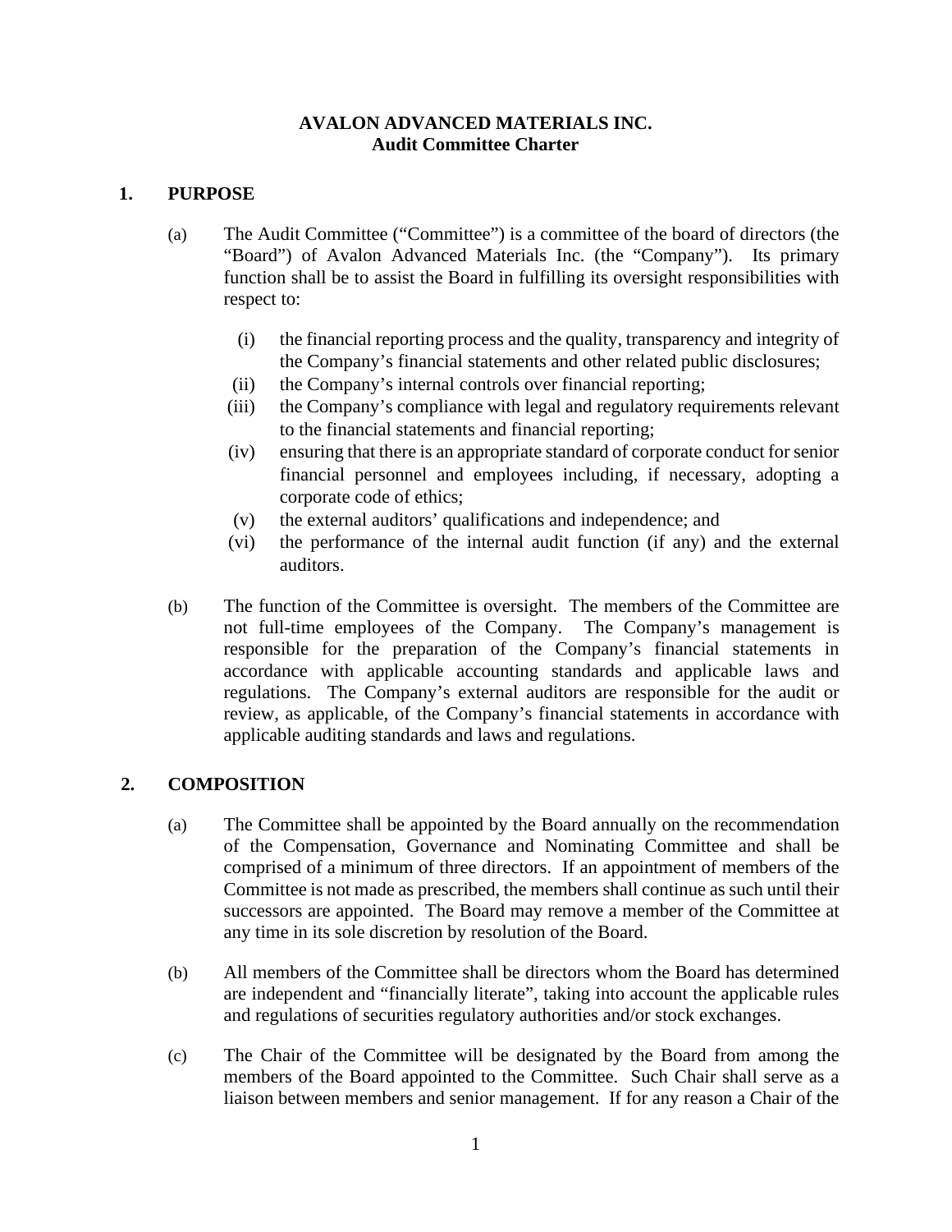# AVALON ADVANCED MATERIALS INC.
## Audit Committee Charter

### 1. PURPOSE

(a) The Audit Committee ("Committee") is a committee of the board of directors (the "Board") of Avalon Advanced Materials Inc. (the "Company"). Its primary function shall be to assist the Board in fulfilling its oversight responsibilities with respect to:

(i) the financial reporting process and the quality, transparency and integrity of the Company's financial statements and other related public disclosures;

(ii) the Company's internal controls over financial reporting;

(iii) the Company's compliance with legal and regulatory requirements relevant to the financial statements and financial reporting;

(iv) ensuring that there is an appropriate standard of corporate conduct for senior financial personnel and employees including, if necessary, adopting a corporate code of ethics;

(v) the external auditors' qualifications and independence; and

(vi) the performance of the internal audit function (if any) and the external auditors.

(b) The function of the Committee is oversight. The members of the Committee are not full-time employees of the Company. The Company's management is responsible for the preparation of the Company's financial statements in accordance with applicable accounting standards and applicable laws and regulations. The Company's external auditors are responsible for the audit or review, as applicable, of the Company's financial statements in accordance with applicable auditing standards and laws and regulations.

### 2. COMPOSITION

(a) The Committee shall be appointed by the Board annually on the recommendation of the Compensation, Governance and Nominating Committee and shall be comprised of a minimum of three directors. If an appointment of members of the Committee is not made as prescribed, the members shall continue as such until their successors are appointed. The Board may remove a member of the Committee at any time in its sole discretion by resolution of the Board.

(b) All members of the Committee shall be directors whom the Board has determined are independent and "financially literate", taking into account the applicable rules and regulations of securities regulatory authorities and/or stock exchanges.

(c) The Chair of the Committee will be designated by the Board from among the members of the Board appointed to the Committee. Such Chair shall serve as a liaison between members and senior management. If for any reason a Chair of the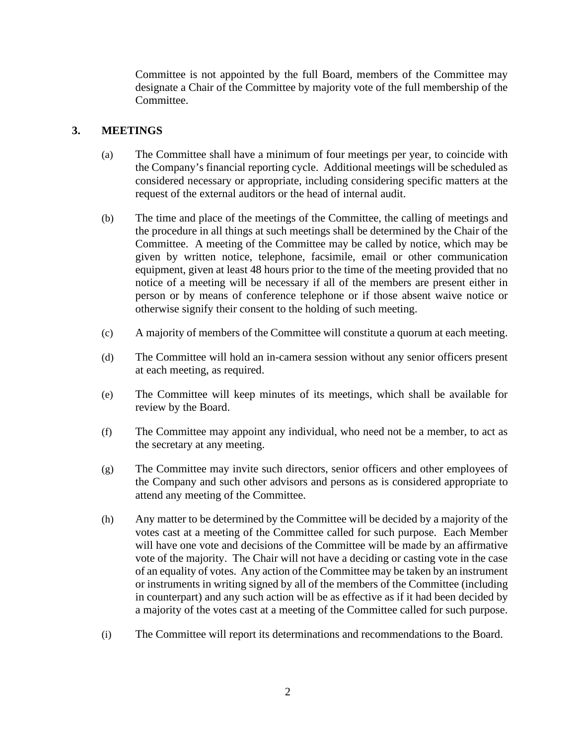Committee is not appointed by the full Board, members of the Committee may designate a Chair of the Committee by majority vote of the full membership of the Committee.

## 3. MEETINGS

(a) The Committee shall have a minimum of four meetings per year, to coincide with the Company's financial reporting cycle. Additional meetings will be scheduled as considered necessary or appropriate, including considering specific matters at the request of the external auditors or the head of internal audit.

(b) The time and place of the meetings of the Committee, the calling of meetings and the procedure in all things at such meetings shall be determined by the Chair of the Committee. A meeting of the Committee may be called by notice, which may be given by written notice, telephone, facsimile, email or other communication equipment, given at least 48 hours prior to the time of the meeting provided that no notice of a meeting will be necessary if all of the members are present either in person or by means of conference telephone or if those absent waive notice or otherwise signify their consent to the holding of such meeting.

(c) A majority of members of the Committee will constitute a quorum at each meeting.

(d) The Committee will hold an in-camera session without any senior officers present at each meeting, as required.

(e) The Committee will keep minutes of its meetings, which shall be available for review by the Board.

(f) The Committee may appoint any individual, who need not be a member, to act as the secretary at any meeting.

(g) The Committee may invite such directors, senior officers and other employees of the Company and such other advisors and persons as is considered appropriate to attend any meeting of the Committee.

(h) Any matter to be determined by the Committee will be decided by a majority of the votes cast at a meeting of the Committee called for such purpose. Each Member will have one vote and decisions of the Committee will be made by an affirmative vote of the majority. The Chair will not have a deciding or casting vote in the case of an equality of votes. Any action of the Committee may be taken by an instrument or instruments in writing signed by all of the members of the Committee (including in counterpart) and any such action will be as effective as if it had been decided by a majority of the votes cast at a meeting of the Committee called for such purpose.

(i) The Committee will report its determinations and recommendations to the Board.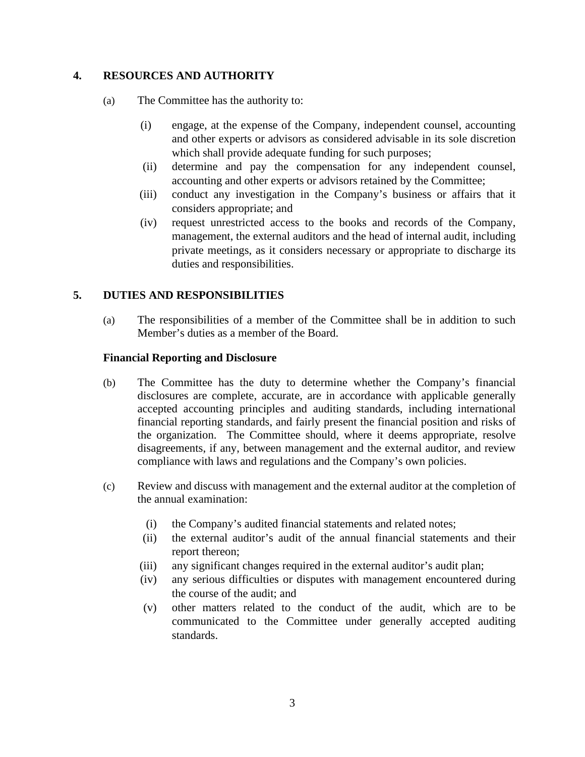## 4. RESOURCES AND AUTHORITY

(a) The Committee has the authority to:

(i) engage, at the expense of the Company, independent counsel, accounting and other experts or advisors as considered advisable in its sole discretion which shall provide adequate funding for such purposes;

(ii) determine and pay the compensation for any independent counsel, accounting and other experts or advisors retained by the Committee;

(iii) conduct any investigation in the Company's business or affairs that it considers appropriate; and

(iv) request unrestricted access to the books and records of the Company, management, the external auditors and the head of internal audit, including private meetings, as it considers necessary or appropriate to discharge its duties and responsibilities.

## 5. DUTIES AND RESPONSIBILITIES

(a) The responsibilities of a member of the Committee shall be in addition to such Member's duties as a member of the Board.

### Financial Reporting and Disclosure

(b) The Committee has the duty to determine whether the Company's financial disclosures are complete, accurate, are in accordance with applicable generally accepted accounting principles and auditing standards, including international financial reporting standards, and fairly present the financial position and risks of the organization. The Committee should, where it deems appropriate, resolve disagreements, if any, between management and the external auditor, and review compliance with laws and regulations and the Company's own policies.

(c) Review and discuss with management and the external auditor at the completion of the annual examination:

(i) the Company's audited financial statements and related notes;

(ii) the external auditor's audit of the annual financial statements and their report thereon;

(iii) any significant changes required in the external auditor's audit plan;

(iv) any serious difficulties or disputes with management encountered during the course of the audit; and

(v) other matters related to the conduct of the audit, which are to be communicated to the Committee under generally accepted auditing standards.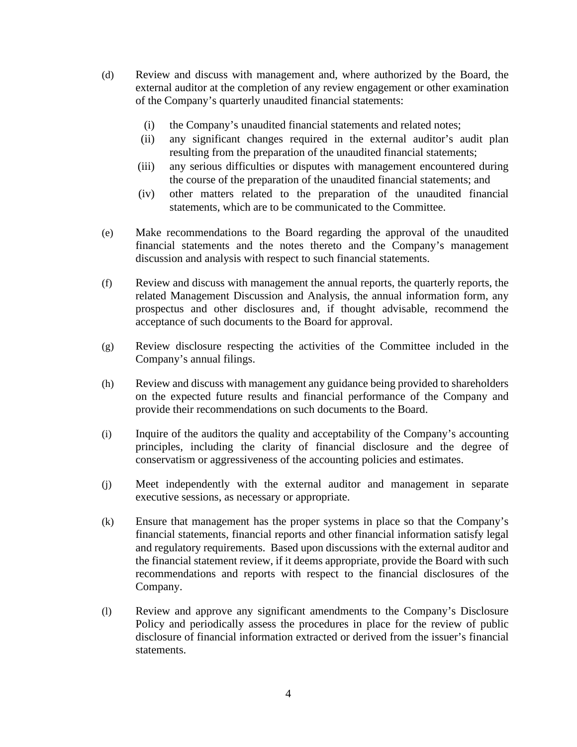(d) Review and discuss with management and, where authorized by the Board, the external auditor at the completion of any review engagement or other examination of the Company's quarterly unaudited financial statements:

  (i) the Company's unaudited financial statements and related notes;
  (ii) any significant changes required in the external auditor's audit plan resulting from the preparation of the unaudited financial statements;
  (iii) any serious difficulties or disputes with management encountered during the course of the preparation of the unaudited financial statements; and
  (iv) other matters related to the preparation of the unaudited financial statements, which are to be communicated to the Committee.

(e) Make recommendations to the Board regarding the approval of the unaudited financial statements and the notes thereto and the Company's management discussion and analysis with respect to such financial statements.

(f) Review and discuss with management the annual reports, the quarterly reports, the related Management Discussion and Analysis, the annual information form, any prospectus and other disclosures and, if thought advisable, recommend the acceptance of such documents to the Board for approval.

(g) Review disclosure respecting the activities of the Committee included in the Company's annual filings.

(h) Review and discuss with management any guidance being provided to shareholders on the expected future results and financial performance of the Company and provide their recommendations on such documents to the Board.

(i) Inquire of the auditors the quality and acceptability of the Company's accounting principles, including the clarity of financial disclosure and the degree of conservatism or aggressiveness of the accounting policies and estimates.

(j) Meet independently with the external auditor and management in separate executive sessions, as necessary or appropriate.

(k) Ensure that management has the proper systems in place so that the Company's financial statements, financial reports and other financial information satisfy legal and regulatory requirements. Based upon discussions with the external auditor and the financial statement review, if it deems appropriate, provide the Board with such recommendations and reports with respect to the financial disclosures of the Company.

(l) Review and approve any significant amendments to the Company's Disclosure Policy and periodically assess the procedures in place for the review of public disclosure of financial information extracted or derived from the issuer's financial statements.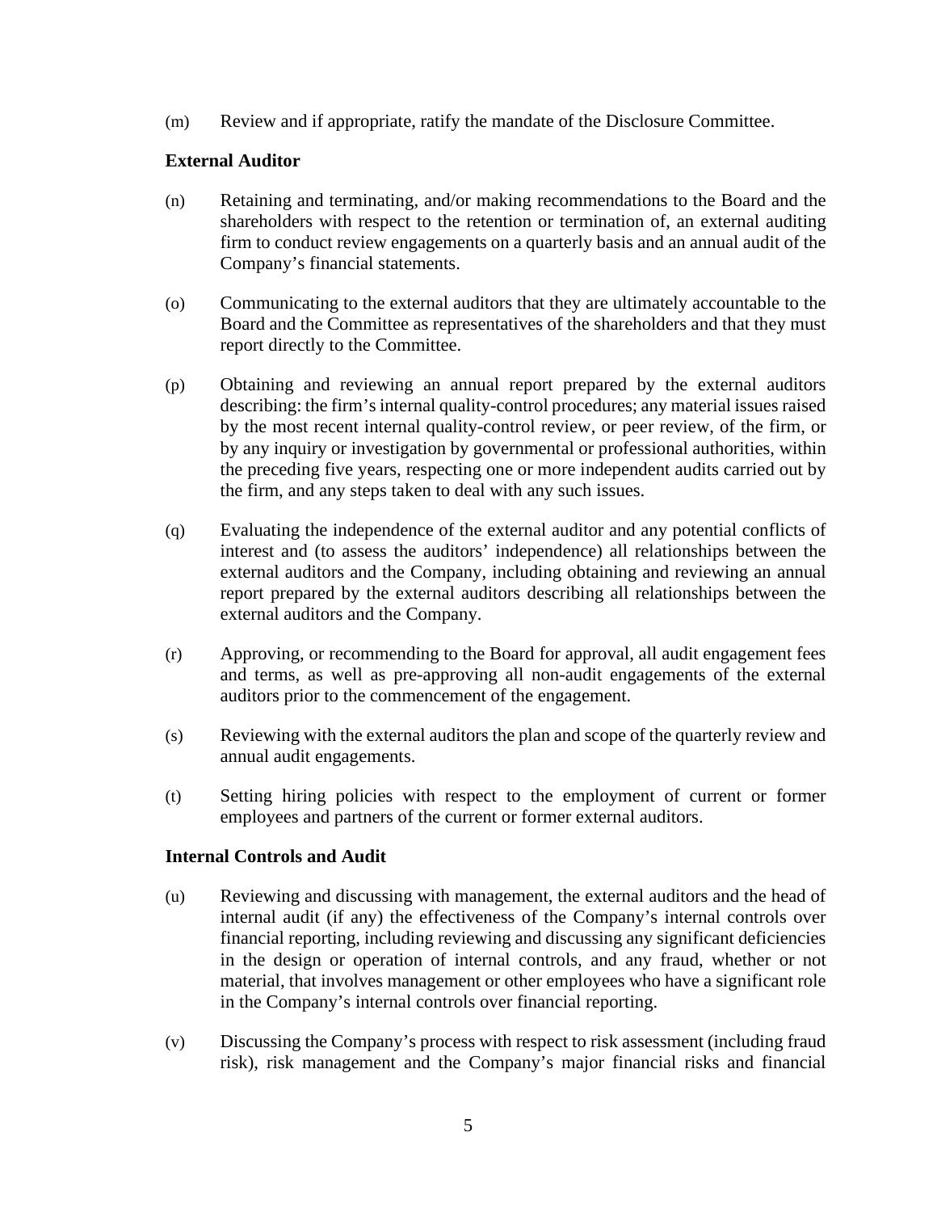(m) Review and if appropriate, ratify the mandate of the Disclosure Committee.

**External Auditor**

(n) Retaining and terminating, and/or making recommendations to the Board and the shareholders with respect to the retention or termination of, an external auditing firm to conduct review engagements on a quarterly basis and an annual audit of the Company's financial statements.

(o) Communicating to the external auditors that they are ultimately accountable to the Board and the Committee as representatives of the shareholders and that they must report directly to the Committee.

(p) Obtaining and reviewing an annual report prepared by the external auditors describing: the firm's internal quality-control procedures; any material issues raised by the most recent internal quality-control review, or peer review, of the firm, or by any inquiry or investigation by governmental or professional authorities, within the preceding five years, respecting one or more independent audits carried out by the firm, and any steps taken to deal with any such issues.

(q) Evaluating the independence of the external auditor and any potential conflicts of interest and (to assess the auditors' independence) all relationships between the external auditors and the Company, including obtaining and reviewing an annual report prepared by the external auditors describing all relationships between the external auditors and the Company.

(r) Approving, or recommending to the Board for approval, all audit engagement fees and terms, as well as pre-approving all non-audit engagements of the external auditors prior to the commencement of the engagement.

(s) Reviewing with the external auditors the plan and scope of the quarterly review and annual audit engagements.

(t) Setting hiring policies with respect to the employment of current or former employees and partners of the current or former external auditors.

**Internal Controls and Audit**

(u) Reviewing and discussing with management, the external auditors and the head of internal audit (if any) the effectiveness of the Company's internal controls over financial reporting, including reviewing and discussing any significant deficiencies in the design or operation of internal controls, and any fraud, whether or not material, that involves management or other employees who have a significant role in the Company's internal controls over financial reporting.

(v) Discussing the Company's process with respect to risk assessment (including fraud risk), risk management and the Company's major financial risks and financial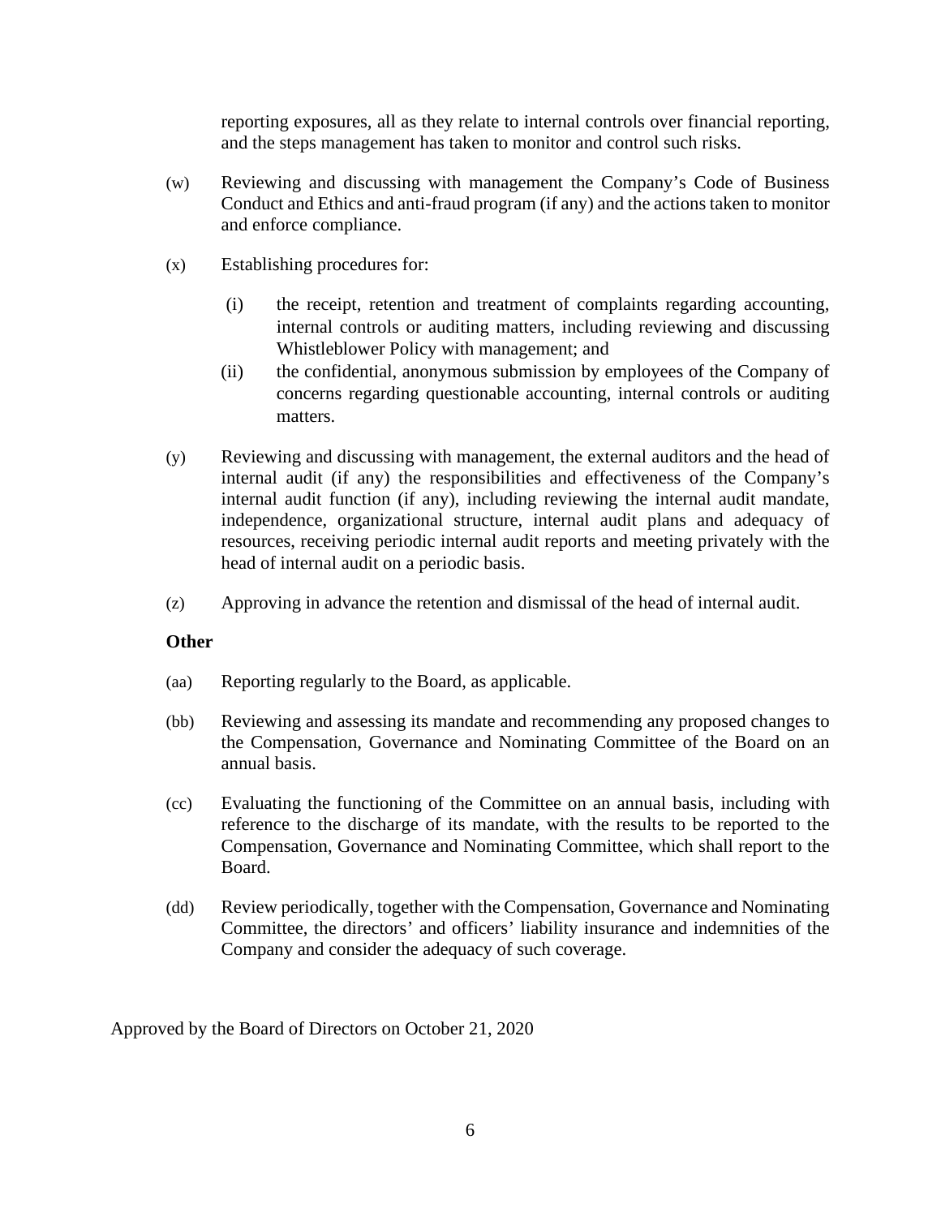reporting exposures, all as they relate to internal controls over financial reporting, and the steps management has taken to monitor and control such risks.

(w) Reviewing and discussing with management the Company's Code of Business Conduct and Ethics and anti-fraud program (if any) and the actions taken to monitor and enforce compliance.

(x) Establishing procedures for:

(i) the receipt, retention and treatment of complaints regarding accounting, internal controls or auditing matters, including reviewing and discussing Whistleblower Policy with management; and

(ii) the confidential, anonymous submission by employees of the Company of concerns regarding questionable accounting, internal controls or auditing matters.

(y) Reviewing and discussing with management, the external auditors and the head of internal audit (if any) the responsibilities and effectiveness of the Company's internal audit function (if any), including reviewing the internal audit mandate, independence, organizational structure, internal audit plans and adequacy of resources, receiving periodic internal audit reports and meeting privately with the head of internal audit on a periodic basis.

(z) Approving in advance the retention and dismissal of the head of internal audit.

**Other**

(aa) Reporting regularly to the Board, as applicable.

(bb) Reviewing and assessing its mandate and recommending any proposed changes to the Compensation, Governance and Nominating Committee of the Board on an annual basis.

(cc) Evaluating the functioning of the Committee on an annual basis, including with reference to the discharge of its mandate, with the results to be reported to the Compensation, Governance and Nominating Committee, which shall report to the Board.

(dd) Review periodically, together with the Compensation, Governance and Nominating Committee, the directors' and officers' liability insurance and indemnities of the Company and consider the adequacy of such coverage.

Approved by the Board of Directors on October 21, 2020